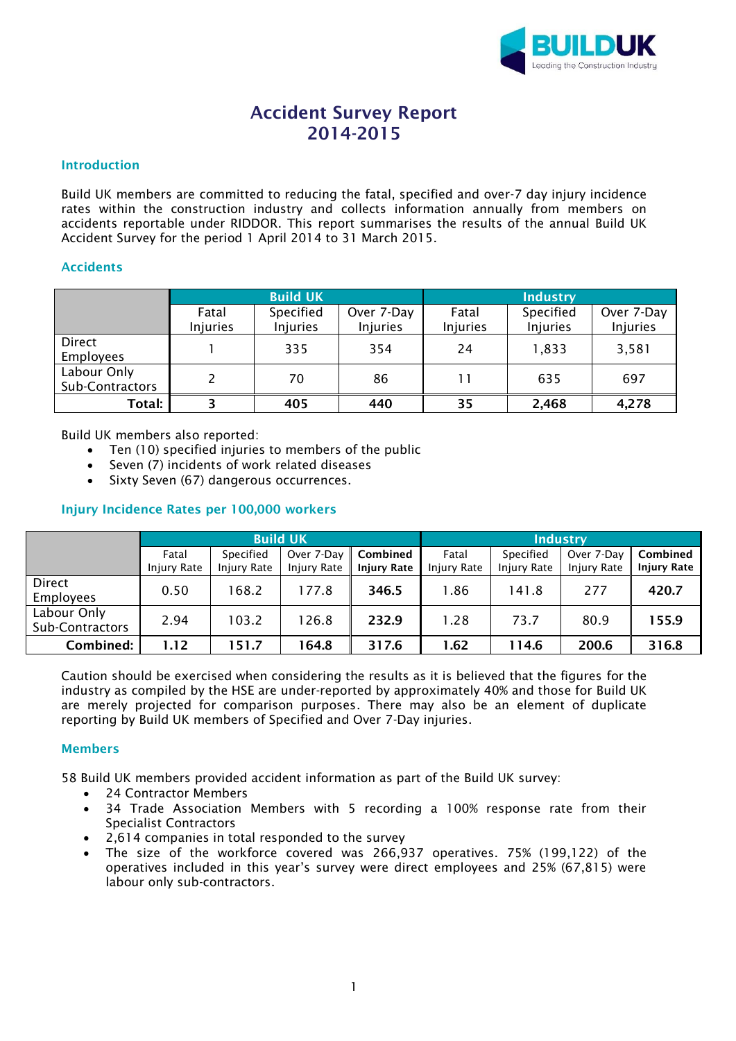# Accident Survey Report 2014-2015

## Introduction

Build UK members are committed to reducing the fatal, specified and over-7 day injury incidence rates within the construction industry and collects information annually from members on accidents reportable under RIDDOR. This report summarises the results of the annual Build UK Accident Survey for the period 1 April 2014 to 31 March 2015.

## Accidents

| | Build UK | | | Industry | | |
|---|---|---|---|---|---|---|
| | Fatal Injuries | Specified Injuries | Over 7-Day Injuries | Fatal Injuries | Specified Injuries | Over 7-Day Injuries |
| Direct Employees | 1 | 335 | 354 | 24 | 1,833 | 3,581 |
| Labour Only Sub-Contractors | 2 | 70 | 86 | 11 | 635 | 697 |
| **Total:** | **3** | **405** | **440** | **35** | **2,468** | **4,278** |

Build UK members also reported:

- Ten (10) specified injuries to members of the public
- Seven (7) incidents of work related diseases
- Sixty Seven (67) dangerous occurrences.

## Injury Incidence Rates per 100,000 workers

| | Build UK | | | | Industry | | | |
|---|---|---|---|---|---|---|---|---|
| | Fatal Injury Rate | Specified Injury Rate | Over 7-Day Injury Rate | **Combined Injury Rate** | Fatal Injury Rate | Specified Injury Rate | Over 7-Day Injury Rate | **Combined Injury Rate** |
| Direct Employees | 0.50 | 168.2 | 177.8 | **346.5** | 1.86 | 141.8 | 277 | **420.7** |
| Labour Only Sub-Contractors | 2.94 | 103.2 | 126.8 | **232.9** | 1.28 | 73.7 | 80.9 | **155.9** |
| **Combined:** | **1.12** | **151.7** | **164.8** | **317.6** | **1.62** | **114.6** | **200.6** | **316.8** |

Caution should be exercised when considering the results as it is believed that the figures for the industry as compiled by the HSE are under-reported by approximately 40% and those for Build UK are merely projected for comparison purposes. There may also be an element of duplicate reporting by Build UK members of Specified and Over 7-Day injuries.

## Members

58 Build UK members provided accident information as part of the Build UK survey:

- 24 Contractor Members
- 34 Trade Association Members with 5 recording a 100% response rate from their Specialist Contractors
- 2,614 companies in total responded to the survey
- The size of the workforce covered was 266,937 operatives. 75% (199,122) of the operatives included in this year's survey were direct employees and 25% (67,815) were labour only sub-contractors.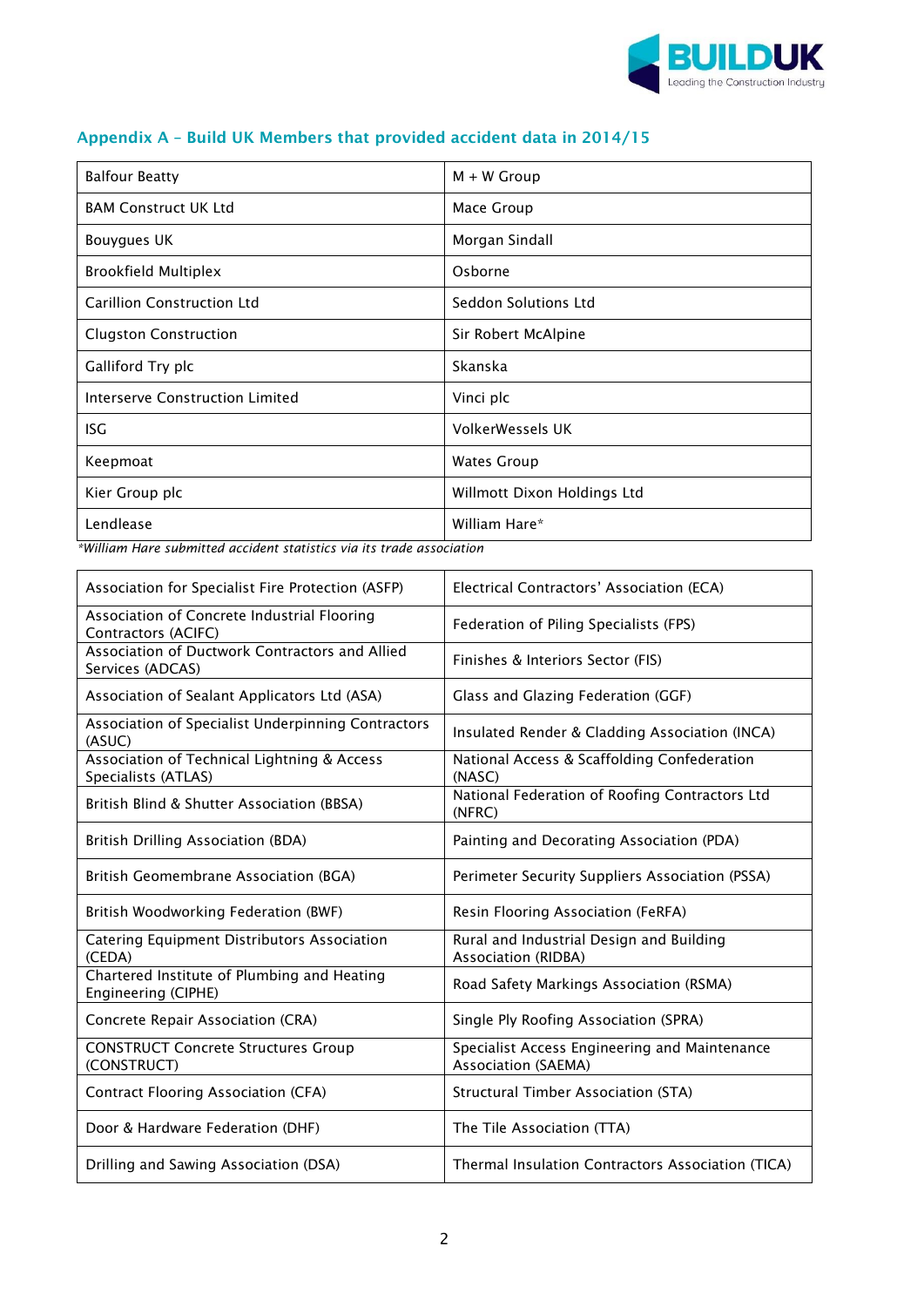## Appendix A – Build UK Members that provided accident data in 2014/15

| | |
|---|---|
| Balfour Beatty | M + W Group |
| BAM Construct UK Ltd | Mace Group |
| Bouygues UK | Morgan Sindall |
| Brookfield Multiplex | Osborne |
| Carillion Construction Ltd | Seddon Solutions Ltd |
| Clugston Construction | Sir Robert McAlpine |
| Galliford Try plc | Skanska |
| Interserve Construction Limited | Vinci plc |
| ISG | VolkerWessels UK |
| Keepmoat | Wates Group |
| Kier Group plc | Willmott Dixon Holdings Ltd |
| Lendlease | William Hare* |

*\*William Hare submitted accident statistics via its trade association*

| | |
|---|---|
| Association for Specialist Fire Protection (ASFP) | Electrical Contractors' Association (ECA) |
| Association of Concrete Industrial Flooring Contractors (ACIFC) | Federation of Piling Specialists (FPS) |
| Association of Ductwork Contractors and Allied Services (ADCAS) | Finishes & Interiors Sector (FIS) |
| Association of Sealant Applicators Ltd (ASA) | Glass and Glazing Federation (GGF) |
| Association of Specialist Underpinning Contractors (ASUC) | Insulated Render & Cladding Association (INCA) |
| Association of Technical Lightning & Access Specialists (ATLAS) | National Access & Scaffolding Confederation (NASC) |
| British Blind & Shutter Association (BBSA) | National Federation of Roofing Contractors Ltd (NFRC) |
| British Drilling Association (BDA) | Painting and Decorating Association (PDA) |
| British Geomembrane Association (BGA) | Perimeter Security Suppliers Association (PSSA) |
| British Woodworking Federation (BWF) | Resin Flooring Association (FeRFA) |
| Catering Equipment Distributors Association (CEDA) | Rural and Industrial Design and Building Association (RIDBA) |
| Chartered Institute of Plumbing and Heating Engineering (CIPHE) | Road Safety Markings Association (RSMA) |
| Concrete Repair Association (CRA) | Single Ply Roofing Association (SPRA) |
| CONSTRUCT Concrete Structures Group (CONSTRUCT) | Specialist Access Engineering and Maintenance Association (SAEMA) |
| Contract Flooring Association (CFA) | Structural Timber Association (STA) |
| Door & Hardware Federation (DHF) | The Tile Association (TTA) |
| Drilling and Sawing Association (DSA) | Thermal Insulation Contractors Association (TICA) |